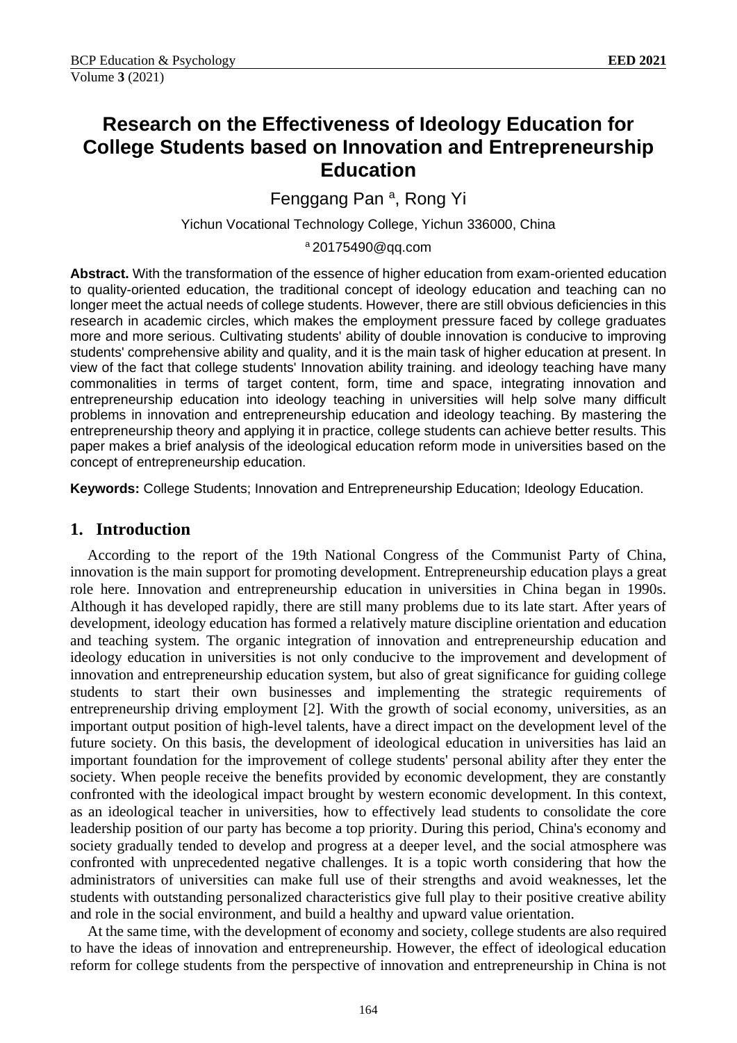# Research on the Effectiveness of Ideology Education for College Students based on Innovation and Entrepreneurship Education

Fenggang Pan [a], Rong Yi

Yichun Vocational Technology College, Yichun 336000, China

[a] 20175490@qq.com

**Abstract.** With the transformation of the essence of higher education from exam-oriented education to quality-oriented education, the traditional concept of ideology education and teaching can no longer meet the actual needs of college students. However, there are still obvious deficiencies in this research in academic circles, which makes the employment pressure faced by college graduates more and more serious. Cultivating students' ability of double innovation is conducive to improving students' comprehensive ability and quality, and it is the main task of higher education at present. In view of the fact that college students' Innovation ability training. and ideology teaching have many commonalities in terms of target content, form, time and space, integrating innovation and entrepreneurship education into ideology teaching in universities will help solve many difficult problems in innovation and entrepreneurship education and ideology teaching. By mastering the entrepreneurship theory and applying it in practice, college students can achieve better results. This paper makes a brief analysis of the ideological education reform mode in universities based on the concept of entrepreneurship education.

**Keywords:** College Students; Innovation and Entrepreneurship Education; Ideology Education.

## 1. Introduction

According to the report of the 19th National Congress of the Communist Party of China, innovation is the main support for promoting development. Entrepreneurship education plays a great role here. Innovation and entrepreneurship education in universities in China began in 1990s. Although it has developed rapidly, there are still many problems due to its late start. After years of development, ideology education has formed a relatively mature discipline orientation and education and teaching system. The organic integration of innovation and entrepreneurship education and ideology education in universities is not only conducive to the improvement and development of innovation and entrepreneurship education system, but also of great significance for guiding college students to start their own businesses and implementing the strategic requirements of entrepreneurship driving employment [2]. With the growth of social economy, universities, as an important output position of high-level talents, have a direct impact on the development level of the future society. On this basis, the development of ideological education in universities has laid an important foundation for the improvement of college students' personal ability after they enter the society. When people receive the benefits provided by economic development, they are constantly confronted with the ideological impact brought by western economic development. In this context, as an ideological teacher in universities, how to effectively lead students to consolidate the core leadership position of our party has become a top priority. During this period, China's economy and society gradually tended to develop and progress at a deeper level, and the social atmosphere was confronted with unprecedented negative challenges. It is a topic worth considering that how the administrators of universities can make full use of their strengths and avoid weaknesses, let the students with outstanding personalized characteristics give full play to their positive creative ability and role in the social environment, and build a healthy and upward value orientation.

At the same time, with the development of economy and society, college students are also required to have the ideas of innovation and entrepreneurship. However, the effect of ideological education reform for college students from the perspective of innovation and entrepreneurship in China is not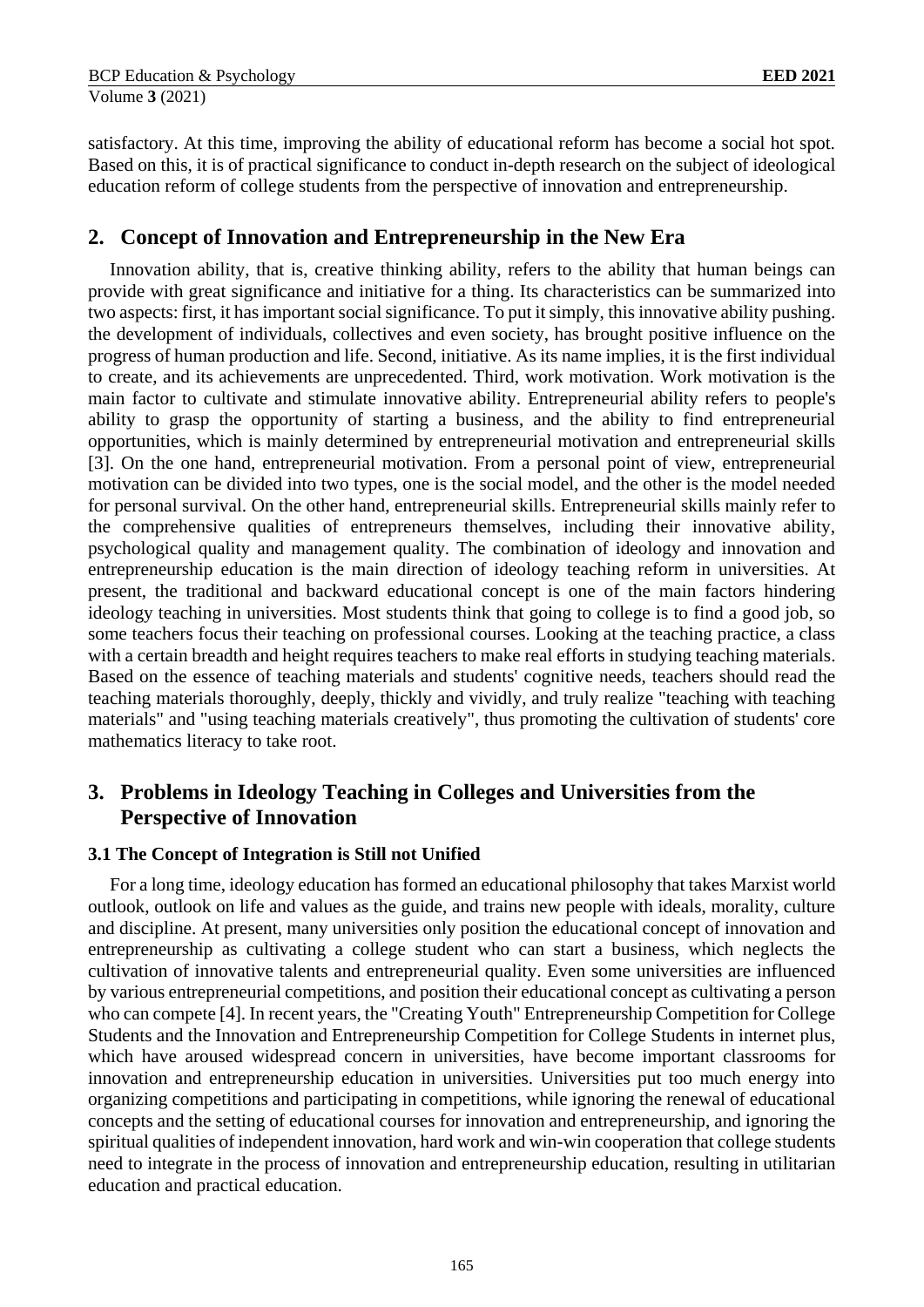satisfactory. At this time, improving the ability of educational reform has become a social hot spot. Based on this, it is of practical significance to conduct in-depth research on the subject of ideological education reform of college students from the perspective of innovation and entrepreneurship.

## 2. Concept of Innovation and Entrepreneurship in the New Era

Innovation ability, that is, creative thinking ability, refers to the ability that human beings can provide with great significance and initiative for a thing. Its characteristics can be summarized into two aspects: first, it has important social significance. To put it simply, this innovative ability pushing. the development of individuals, collectives and even society, has brought positive influence on the progress of human production and life. Second, initiative. As its name implies, it is the first individual to create, and its achievements are unprecedented. Third, work motivation. Work motivation is the main factor to cultivate and stimulate innovative ability. Entrepreneurial ability refers to people's ability to grasp the opportunity of starting a business, and the ability to find entrepreneurial opportunities, which is mainly determined by entrepreneurial motivation and entrepreneurial skills [3]. On the one hand, entrepreneurial motivation. From a personal point of view, entrepreneurial motivation can be divided into two types, one is the social model, and the other is the model needed for personal survival. On the other hand, entrepreneurial skills. Entrepreneurial skills mainly refer to the comprehensive qualities of entrepreneurs themselves, including their innovative ability, psychological quality and management quality. The combination of ideology and innovation and entrepreneurship education is the main direction of ideology teaching reform in universities. At present, the traditional and backward educational concept is one of the main factors hindering ideology teaching in universities. Most students think that going to college is to find a good job, so some teachers focus their teaching on professional courses. Looking at the teaching practice, a class with a certain breadth and height requires teachers to make real efforts in studying teaching materials. Based on the essence of teaching materials and students' cognitive needs, teachers should read the teaching materials thoroughly, deeply, thickly and vividly, and truly realize "teaching with teaching materials" and "using teaching materials creatively", thus promoting the cultivation of students' core mathematics literacy to take root.

## 3. Problems in Ideology Teaching in Colleges and Universities from the Perspective of Innovation

### 3.1 The Concept of Integration is Still not Unified

For a long time, ideology education has formed an educational philosophy that takes Marxist world outlook, outlook on life and values as the guide, and trains new people with ideals, morality, culture and discipline. At present, many universities only position the educational concept of innovation and entrepreneurship as cultivating a college student who can start a business, which neglects the cultivation of innovative talents and entrepreneurial quality. Even some universities are influenced by various entrepreneurial competitions, and position their educational concept as cultivating a person who can compete [4]. In recent years, the "Creating Youth" Entrepreneurship Competition for College Students and the Innovation and Entrepreneurship Competition for College Students in internet plus, which have aroused widespread concern in universities, have become important classrooms for innovation and entrepreneurship education in universities. Universities put too much energy into organizing competitions and participating in competitions, while ignoring the renewal of educational concepts and the setting of educational courses for innovation and entrepreneurship, and ignoring the spiritual qualities of independent innovation, hard work and win-win cooperation that college students need to integrate in the process of innovation and entrepreneurship education, resulting in utilitarian education and practical education.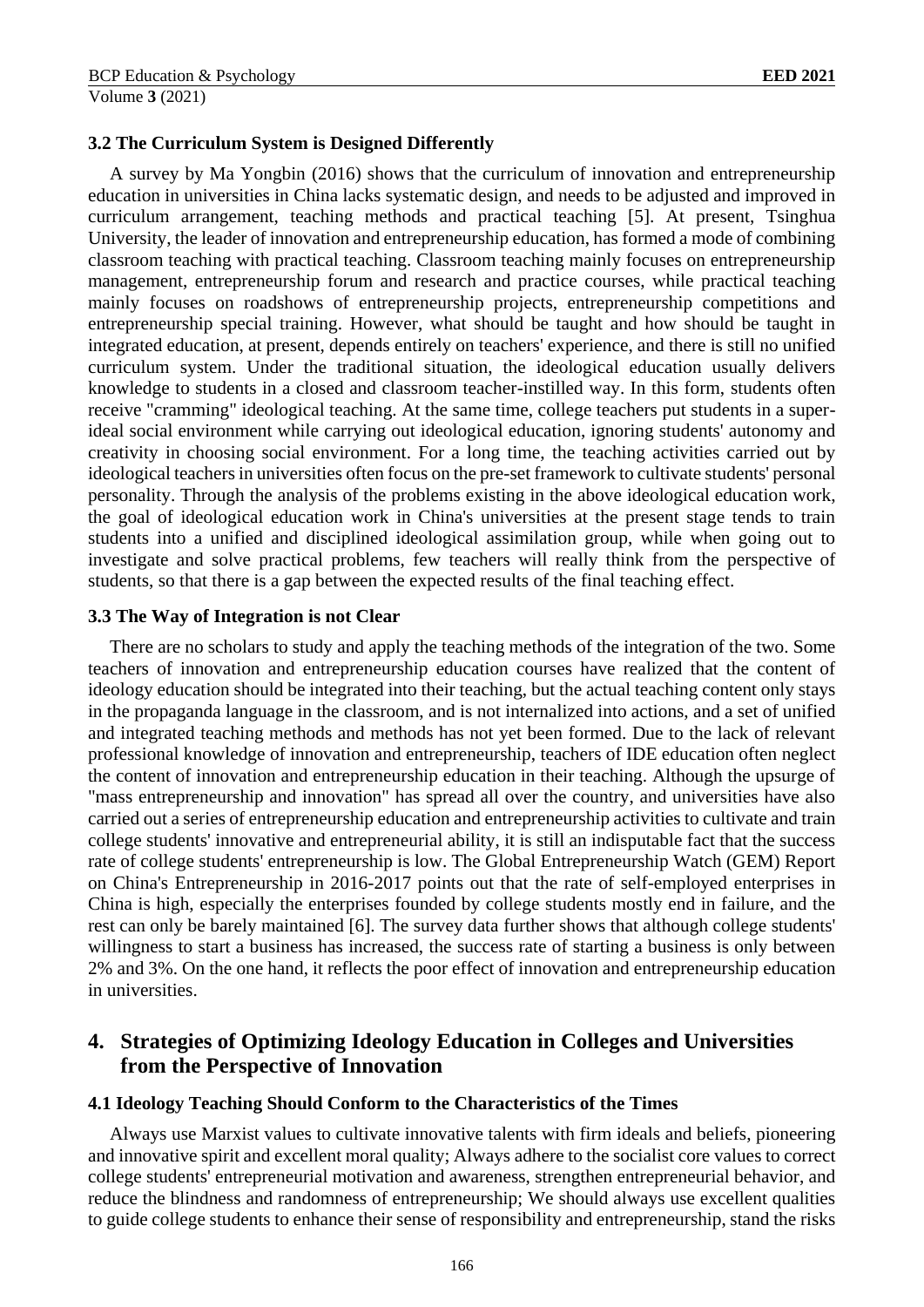### 3.2 The Curriculum System is Designed Differently

A survey by Ma Yongbin (2016) shows that the curriculum of innovation and entrepreneurship education in universities in China lacks systematic design, and needs to be adjusted and improved in curriculum arrangement, teaching methods and practical teaching [5]. At present, Tsinghua University, the leader of innovation and entrepreneurship education, has formed a mode of combining classroom teaching with practical teaching. Classroom teaching mainly focuses on entrepreneurship management, entrepreneurship forum and research and practice courses, while practical teaching mainly focuses on roadshows of entrepreneurship projects, entrepreneurship competitions and entrepreneurship special training. However, what should be taught and how should be taught in integrated education, at present, depends entirely on teachers' experience, and there is still no unified curriculum system. Under the traditional situation, the ideological education usually delivers knowledge to students in a closed and classroom teacher-instilled way. In this form, students often receive "cramming" ideological teaching. At the same time, college teachers put students in a super-ideal social environment while carrying out ideological education, ignoring students' autonomy and creativity in choosing social environment. For a long time, the teaching activities carried out by ideological teachers in universities often focus on the pre-set framework to cultivate students' personal personality. Through the analysis of the problems existing in the above ideological education work, the goal of ideological education work in China's universities at the present stage tends to train students into a unified and disciplined ideological assimilation group, while when going out to investigate and solve practical problems, few teachers will really think from the perspective of students, so that there is a gap between the expected results of the final teaching effect.

### 3.3 The Way of Integration is not Clear

There are no scholars to study and apply the teaching methods of the integration of the two. Some teachers of innovation and entrepreneurship education courses have realized that the content of ideology education should be integrated into their teaching, but the actual teaching content only stays in the propaganda language in the classroom, and is not internalized into actions, and a set of unified and integrated teaching methods and methods has not yet been formed. Due to the lack of relevant professional knowledge of innovation and entrepreneurship, teachers of IDE education often neglect the content of innovation and entrepreneurship education in their teaching. Although the upsurge of "mass entrepreneurship and innovation" has spread all over the country, and universities have also carried out a series of entrepreneurship education and entrepreneurship activities to cultivate and train college students' innovative and entrepreneurial ability, it is still an indisputable fact that the success rate of college students' entrepreneurship is low. The Global Entrepreneurship Watch (GEM) Report on China's Entrepreneurship in 2016-2017 points out that the rate of self-employed enterprises in China is high, especially the enterprises founded by college students mostly end in failure, and the rest can only be barely maintained [6]. The survey data further shows that although college students' willingness to start a business has increased, the success rate of starting a business is only between 2% and 3%. On the one hand, it reflects the poor effect of innovation and entrepreneurship education in universities.

## 4. Strategies of Optimizing Ideology Education in Colleges and Universities from the Perspective of Innovation

### 4.1 Ideology Teaching Should Conform to the Characteristics of the Times

Always use Marxist values to cultivate innovative talents with firm ideals and beliefs, pioneering and innovative spirit and excellent moral quality; Always adhere to the socialist core values to correct college students' entrepreneurial motivation and awareness, strengthen entrepreneurial behavior, and reduce the blindness and randomness of entrepreneurship; We should always use excellent qualities to guide college students to enhance their sense of responsibility and entrepreneurship, stand the risks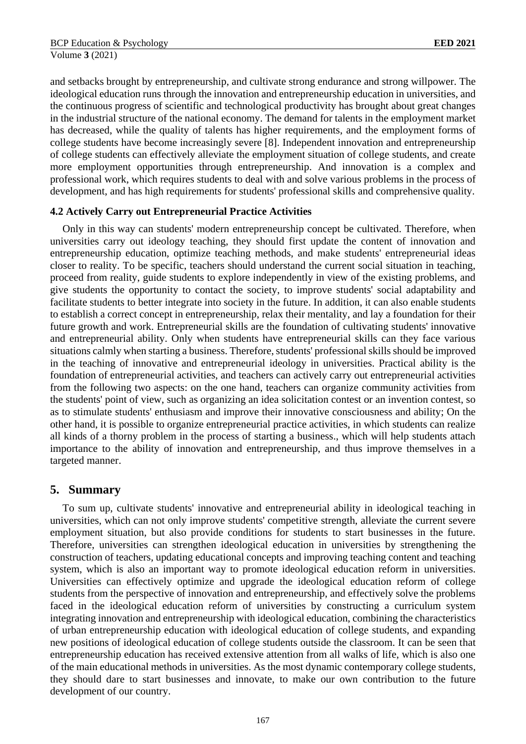and setbacks brought by entrepreneurship, and cultivate strong endurance and strong willpower. The ideological education runs through the innovation and entrepreneurship education in universities, and the continuous progress of scientific and technological productivity has brought about great changes in the industrial structure of the national economy. The demand for talents in the employment market has decreased, while the quality of talents has higher requirements, and the employment forms of college students have become increasingly severe [8]. Independent innovation and entrepreneurship of college students can effectively alleviate the employment situation of college students, and create more employment opportunities through entrepreneurship. And innovation is a complex and professional work, which requires students to deal with and solve various problems in the process of development, and has high requirements for students' professional skills and comprehensive quality.

### 4.2 Actively Carry out Entrepreneurial Practice Activities

Only in this way can students' modern entrepreneurship concept be cultivated. Therefore, when universities carry out ideology teaching, they should first update the content of innovation and entrepreneurship education, optimize teaching methods, and make students' entrepreneurial ideas closer to reality. To be specific, teachers should understand the current social situation in teaching, proceed from reality, guide students to explore independently in view of the existing problems, and give students the opportunity to contact the society, to improve students' social adaptability and facilitate students to better integrate into society in the future. In addition, it can also enable students to establish a correct concept in entrepreneurship, relax their mentality, and lay a foundation for their future growth and work. Entrepreneurial skills are the foundation of cultivating students' innovative and entrepreneurial ability. Only when students have entrepreneurial skills can they face various situations calmly when starting a business. Therefore, students' professional skills should be improved in the teaching of innovative and entrepreneurial ideology in universities. Practical ability is the foundation of entrepreneurial activities, and teachers can actively carry out entrepreneurial activities from the following two aspects: on the one hand, teachers can organize community activities from the students' point of view, such as organizing an idea solicitation contest or an invention contest, so as to stimulate students' enthusiasm and improve their innovative consciousness and ability; On the other hand, it is possible to organize entrepreneurial practice activities, in which students can realize all kinds of a thorny problem in the process of starting a business., which will help students attach importance to the ability of innovation and entrepreneurship, and thus improve themselves in a targeted manner.

## 5. Summary

To sum up, cultivate students' innovative and entrepreneurial ability in ideological teaching in universities, which can not only improve students' competitive strength, alleviate the current severe employment situation, but also provide conditions for students to start businesses in the future. Therefore, universities can strengthen ideological education in universities by strengthening the construction of teachers, updating educational concepts and improving teaching content and teaching system, which is also an important way to promote ideological education reform in universities. Universities can effectively optimize and upgrade the ideological education reform of college students from the perspective of innovation and entrepreneurship, and effectively solve the problems faced in the ideological education reform of universities by constructing a curriculum system integrating innovation and entrepreneurship with ideological education, combining the characteristics of urban entrepreneurship education with ideological education of college students, and expanding new positions of ideological education of college students outside the classroom. It can be seen that entrepreneurship education has received extensive attention from all walks of life, which is also one of the main educational methods in universities. As the most dynamic contemporary college students, they should dare to start businesses and innovate, to make our own contribution to the future development of our country.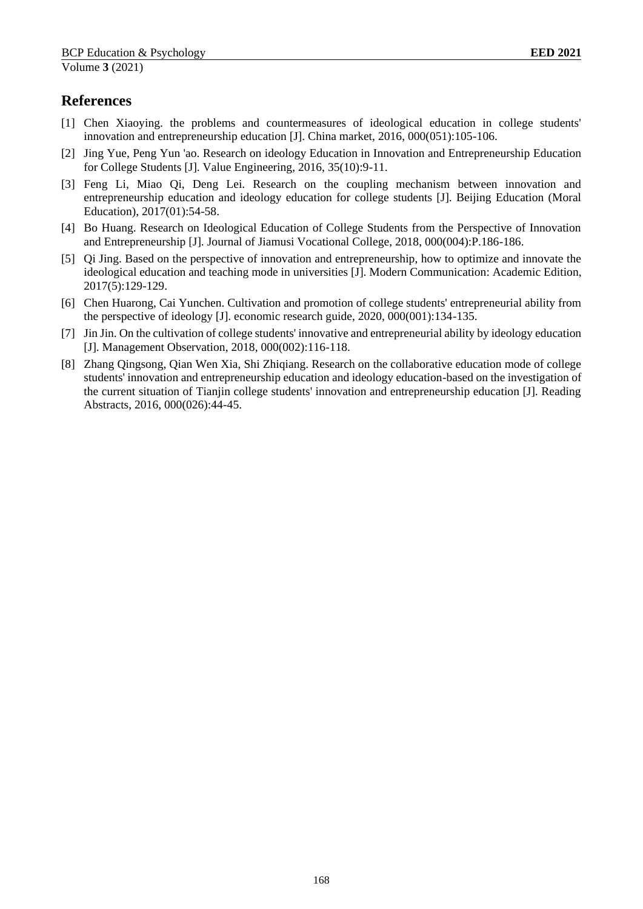## References

[1] Chen Xiaoying. the problems and countermeasures of ideological education in college students' innovation and entrepreneurship education [J]. China market, 2016, 000(051):105-106.

[2] Jing Yue, Peng Yun 'ao. Research on ideology Education in Innovation and Entrepreneurship Education for College Students [J]. Value Engineering, 2016, 35(10):9-11.

[3] Feng Li, Miao Qi, Deng Lei. Research on the coupling mechanism between innovation and entrepreneurship education and ideology education for college students [J]. Beijing Education (Moral Education), 2017(01):54-58.

[4] Bo Huang. Research on Ideological Education of College Students from the Perspective of Innovation and Entrepreneurship [J]. Journal of Jiamusi Vocational College, 2018, 000(004):P.186-186.

[5] Qi Jing. Based on the perspective of innovation and entrepreneurship, how to optimize and innovate the ideological education and teaching mode in universities [J]. Modern Communication: Academic Edition, 2017(5):129-129.

[6] Chen Huarong, Cai Yunchen. Cultivation and promotion of college students' entrepreneurial ability from the perspective of ideology [J]. economic research guide, 2020, 000(001):134-135.

[7] Jin Jin. On the cultivation of college students' innovative and entrepreneurial ability by ideology education [J]. Management Observation, 2018, 000(002):116-118.

[8] Zhang Qingsong, Qian Wen Xia, Shi Zhiqiang. Research on the collaborative education mode of college students' innovation and entrepreneurship education and ideology education-based on the investigation of the current situation of Tianjin college students' innovation and entrepreneurship education [J]. Reading Abstracts, 2016, 000(026):44-45.